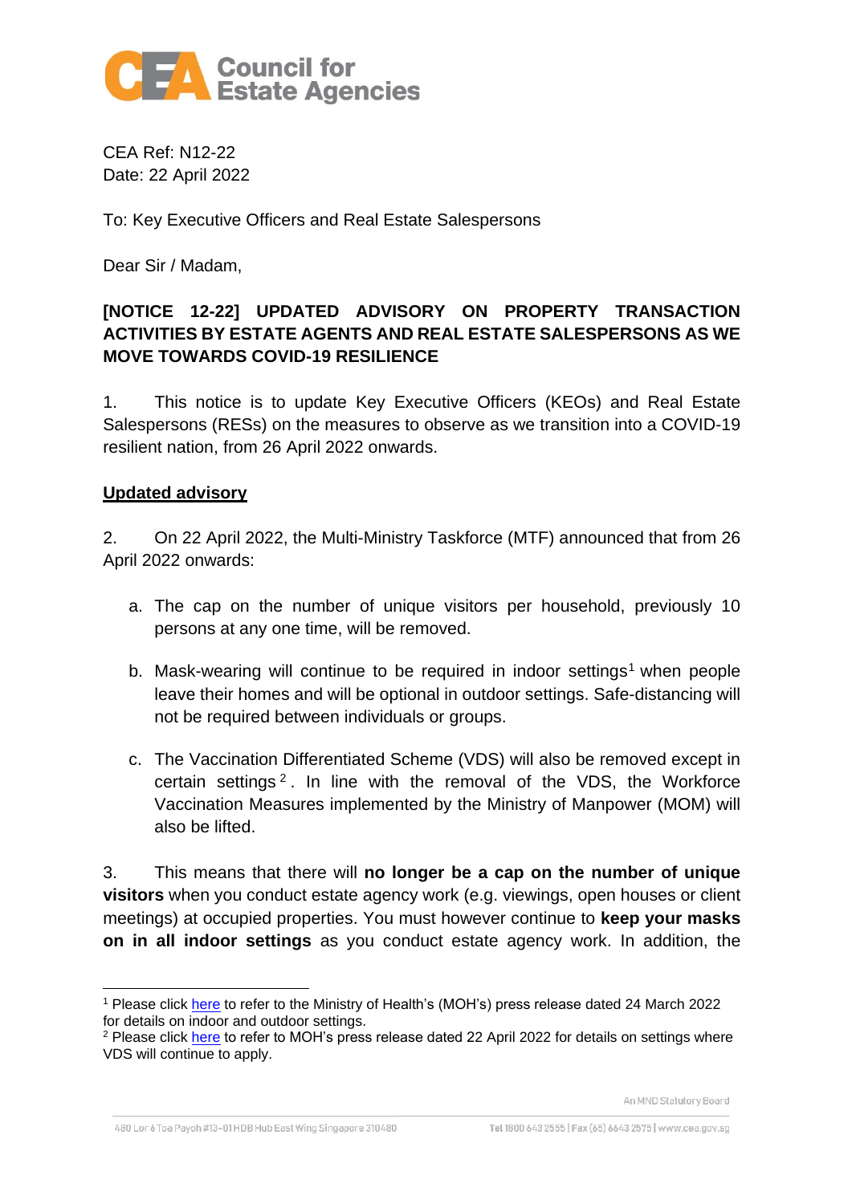CEA Ref: N12-22
Date: 22 April 2022

To: Key Executive Officers and Real Estate Salespersons

Dear Sir / Madam,

**[NOTICE 12-22] UPDATED ADVISORY ON PROPERTY TRANSACTION ACTIVITIES BY ESTATE AGENTS AND REAL ESTATE SALESPERSONS AS WE MOVE TOWARDS COVID-19 RESILIENCE**

1. This notice is to update Key Executive Officers (KEOs) and Real Estate Salespersons (RESs) on the measures to observe as we transition into a COVID-19 resilient nation, from 26 April 2022 onwards.

## Updated advisory

2. On 22 April 2022, the Multi-Ministry Taskforce (MTF) announced that from 26 April 2022 onwards:

a. The cap on the number of unique visitors per household, previously 10 persons at any one time, will be removed.

b. Mask-wearing will continue to be required in indoor settings[1] when people leave their homes and will be optional in outdoor settings. Safe-distancing will not be required between individuals or groups.

c. The Vaccination Differentiated Scheme (VDS) will also be removed except in certain settings[2]. In line with the removal of the VDS, the Workforce Vaccination Measures implemented by the Ministry of Manpower (MOM) will also be lifted.

3. This means that there will **no longer be a cap on the number of unique visitors** when you conduct estate agency work (e.g. viewings, open houses or client meetings) at occupied properties. You must however continue to **keep your masks on in all indoor settings** as you conduct estate agency work. In addition, the

[1] Please click here to refer to the Ministry of Health's (MOH's) press release dated 24 March 2022 for details on indoor and outdoor settings.
[2] Please click here to refer to MOH's press release dated 22 April 2022 for details on settings where VDS will continue to apply.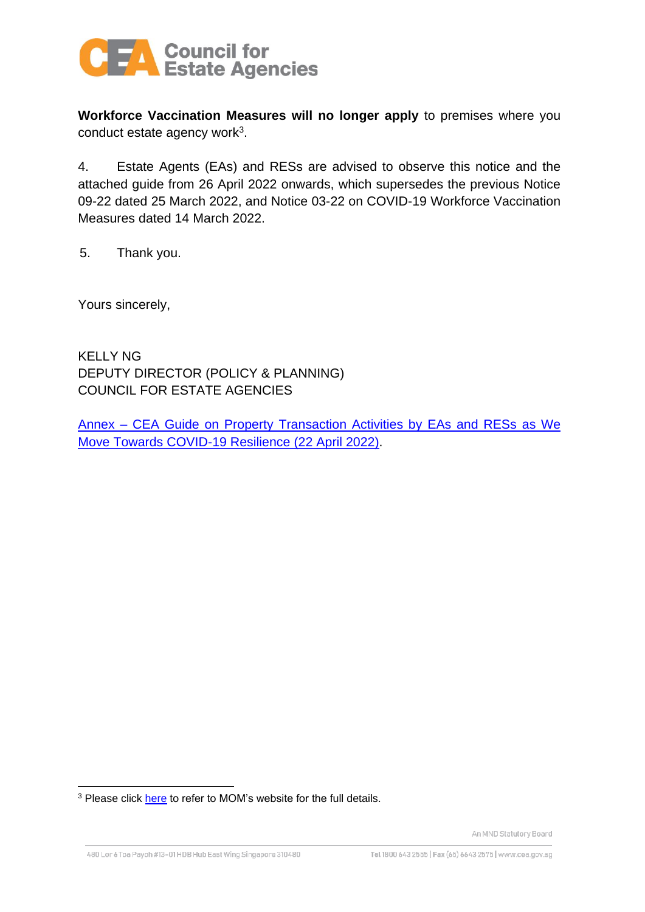**Workforce Vaccination Measures will no longer apply** to premises where you conduct estate agency work[3].

4. Estate Agents (EAs) and RESs are advised to observe this notice and the attached guide from 26 April 2022 onwards, which supersedes the previous Notice 09-22 dated 25 March 2022, and Notice 03-22 on COVID-19 Workforce Vaccination Measures dated 14 March 2022.

5. Thank you.

Yours sincerely,

KELLY NG
DEPUTY DIRECTOR (POLICY & PLANNING)
COUNCIL FOR ESTATE AGENCIES

Annex – CEA Guide on Property Transaction Activities by EAs and RESs as We Move Towards COVID-19 Resilience (22 April 2022).

[3] Please click here to refer to MOM's website for the full details.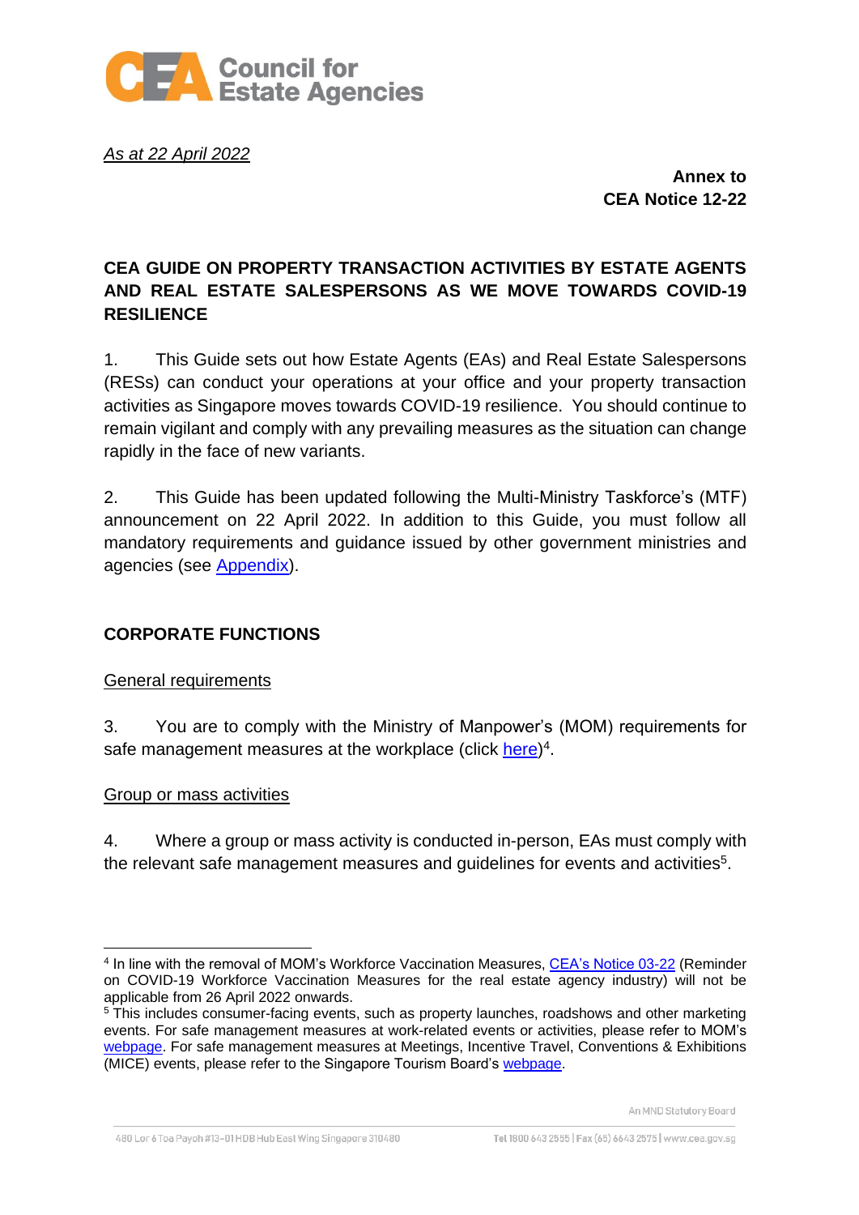*As at 22 April 2022*

**Annex to**
**CEA Notice 12-22**

# CEA GUIDE ON PROPERTY TRANSACTION ACTIVITIES BY ESTATE AGENTS AND REAL ESTATE SALESPERSONS AS WE MOVE TOWARDS COVID-19 RESILIENCE

1. This Guide sets out how Estate Agents (EAs) and Real Estate Salespersons (RESs) can conduct your operations at your office and your property transaction activities as Singapore moves towards COVID-19 resilience. You should continue to remain vigilant and comply with any prevailing measures as the situation can change rapidly in the face of new variants.

2. This Guide has been updated following the Multi-Ministry Taskforce's (MTF) announcement on 22 April 2022. In addition to this Guide, you must follow all mandatory requirements and guidance issued by other government ministries and agencies (see Appendix).

## CORPORATE FUNCTIONS

General requirements

3. You are to comply with the Ministry of Manpower's (MOM) requirements for safe management measures at the workplace (click here)[4].

Group or mass activities

4. Where a group or mass activity is conducted in-person, EAs must comply with the relevant safe management measures and guidelines for events and activities[5].

---

[4] In line with the removal of MOM's Workforce Vaccination Measures, CEA's Notice 03-22 (Reminder on COVID-19 Workforce Vaccination Measures for the real estate agency industry) will not be applicable from 26 April 2022 onwards.

[5] This includes consumer-facing events, such as property launches, roadshows and other marketing events. For safe management measures at work-related events or activities, please refer to MOM's webpage. For safe management measures at Meetings, Incentive Travel, Conventions & Exhibitions (MICE) events, please refer to the Singapore Tourism Board's webpage.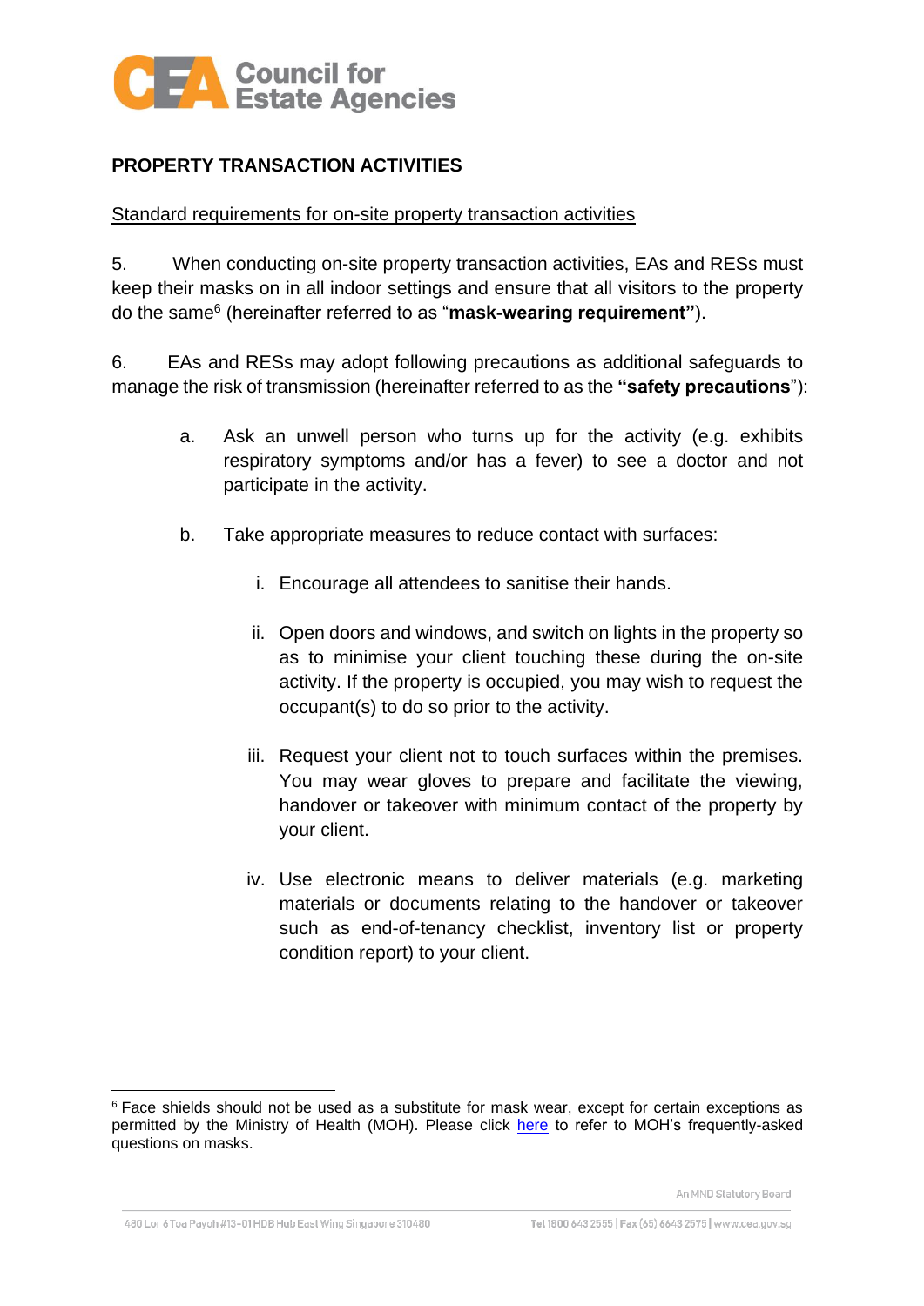## PROPERTY TRANSACTION ACTIVITIES

Standard requirements for on-site property transaction activities

5. When conducting on-site property transaction activities, EAs and RESs must keep their masks on in all indoor settings and ensure that all visitors to the property do the same[6] (hereinafter referred to as "**mask-wearing requirement"**).

6. EAs and RESs may adopt following precautions as additional safeguards to manage the risk of transmission (hereinafter referred to as the **"safety precautions**"):

a. Ask an unwell person who turns up for the activity (e.g. exhibits respiratory symptoms and/or has a fever) to see a doctor and not participate in the activity.

b. Take appropriate measures to reduce contact with surfaces:

   i. Encourage all attendees to sanitise their hands.

   ii. Open doors and windows, and switch on lights in the property so as to minimise your client touching these during the on-site activity. If the property is occupied, you may wish to request the occupant(s) to do so prior to the activity.

   iii. Request your client not to touch surfaces within the premises. You may wear gloves to prepare and facilitate the viewing, handover or takeover with minimum contact of the property by your client.

   iv. Use electronic means to deliver materials (e.g. marketing materials or documents relating to the handover or takeover such as end-of-tenancy checklist, inventory list or property condition report) to your client.

---

[6] Face shields should not be used as a substitute for mask wear, except for certain exceptions as permitted by the Ministry of Health (MOH). Please click here to refer to MOH's frequently-asked questions on masks.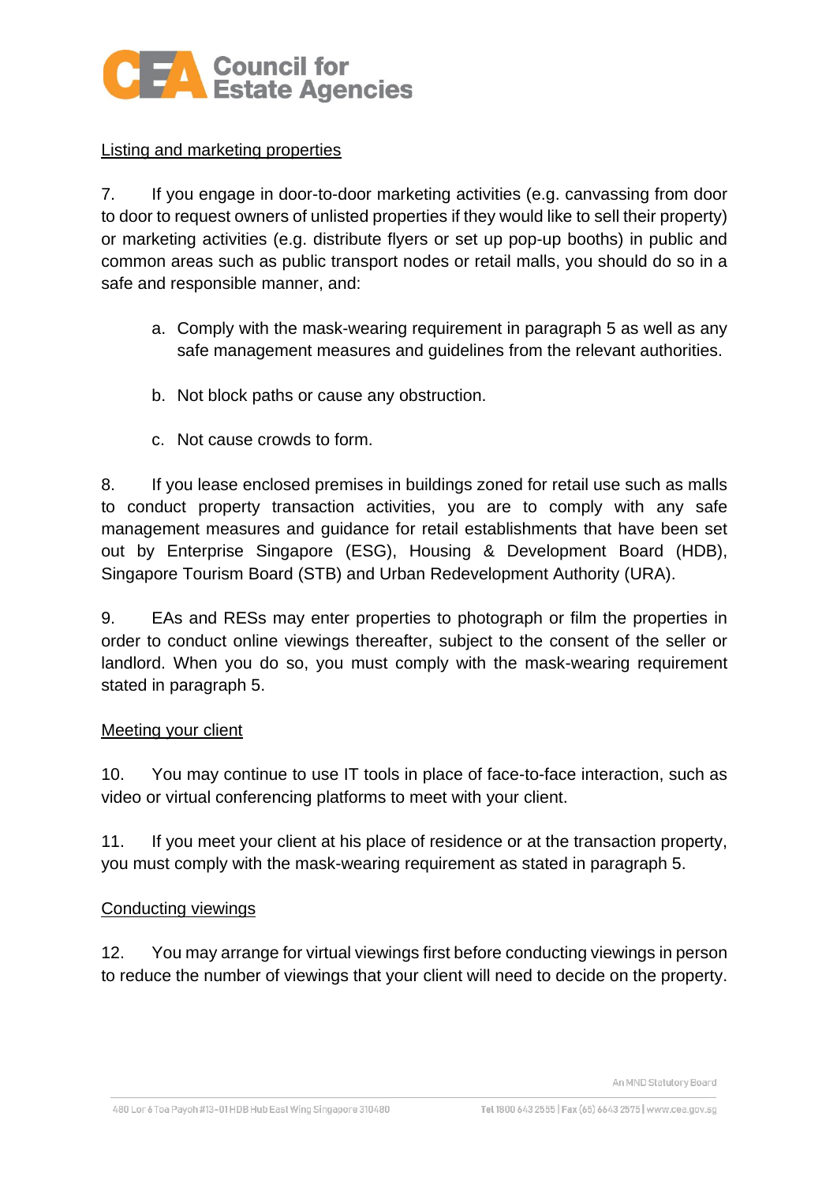<u>Listing and marketing properties</u>

7. If you engage in door-to-door marketing activities (e.g. canvassing from door to door to request owners of unlisted properties if they would like to sell their property) or marketing activities (e.g. distribute flyers or set up pop-up booths) in public and common areas such as public transport nodes or retail malls, you should do so in a safe and responsible manner, and:

   a. Comply with the mask-wearing requirement in paragraph 5 as well as any safe management measures and guidelines from the relevant authorities.

   b. Not block paths or cause any obstruction.

   c. Not cause crowds to form.

8. If you lease enclosed premises in buildings zoned for retail use such as malls to conduct property transaction activities, you are to comply with any safe management measures and guidance for retail establishments that have been set out by Enterprise Singapore (ESG), Housing & Development Board (HDB), Singapore Tourism Board (STB) and Urban Redevelopment Authority (URA).

9. EAs and RESs may enter properties to photograph or film the properties in order to conduct online viewings thereafter, subject to the consent of the seller or landlord. When you do so, you must comply with the mask-wearing requirement stated in paragraph 5.

<u>Meeting your client</u>

10. You may continue to use IT tools in place of face-to-face interaction, such as video or virtual conferencing platforms to meet with your client.

11. If you meet your client at his place of residence or at the transaction property, you must comply with the mask-wearing requirement as stated in paragraph 5.

<u>Conducting viewings</u>

12. You may arrange for virtual viewings first before conducting viewings in person to reduce the number of viewings that your client will need to decide on the property.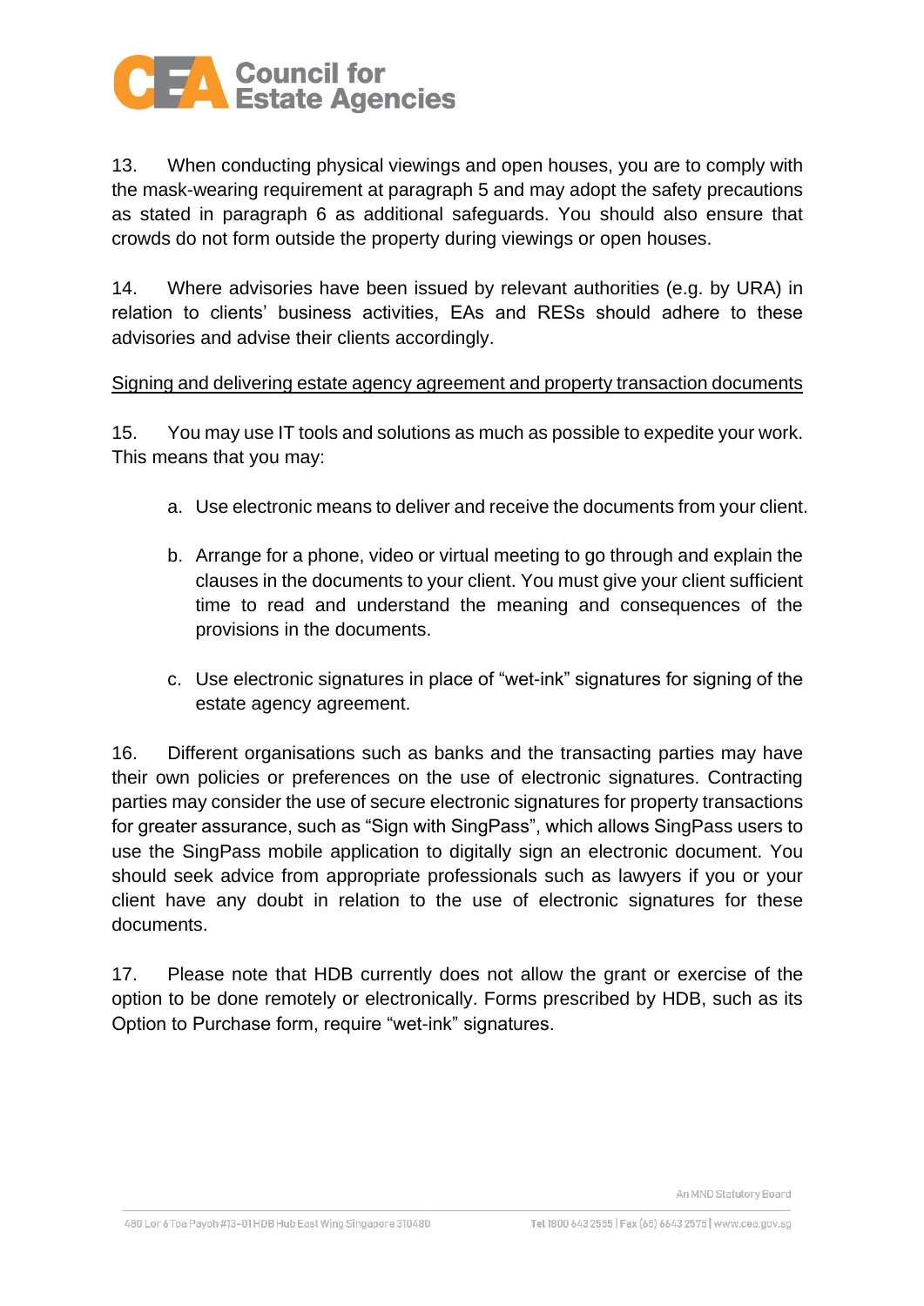13. When conducting physical viewings and open houses, you are to comply with the mask-wearing requirement at paragraph 5 and may adopt the safety precautions as stated in paragraph 6 as additional safeguards. You should also ensure that crowds do not form outside the property during viewings or open houses.

14. Where advisories have been issued by relevant authorities (e.g. by URA) in relation to clients' business activities, EAs and RESs should adhere to these advisories and advise their clients accordingly.

<u>Signing and delivering estate agency agreement and property transaction documents</u>

15. You may use IT tools and solutions as much as possible to expedite your work. This means that you may:

a. Use electronic means to deliver and receive the documents from your client.

b. Arrange for a phone, video or virtual meeting to go through and explain the clauses in the documents to your client. You must give your client sufficient time to read and understand the meaning and consequences of the provisions in the documents.

c. Use electronic signatures in place of "wet-ink" signatures for signing of the estate agency agreement.

16. Different organisations such as banks and the transacting parties may have their own policies or preferences on the use of electronic signatures. Contracting parties may consider the use of secure electronic signatures for property transactions for greater assurance, such as "Sign with SingPass", which allows SingPass users to use the SingPass mobile application to digitally sign an electronic document. You should seek advice from appropriate professionals such as lawyers if you or your client have any doubt in relation to the use of electronic signatures for these documents.

17. Please note that HDB currently does not allow the grant or exercise of the option to be done remotely or electronically. Forms prescribed by HDB, such as its Option to Purchase form, require "wet-ink" signatures.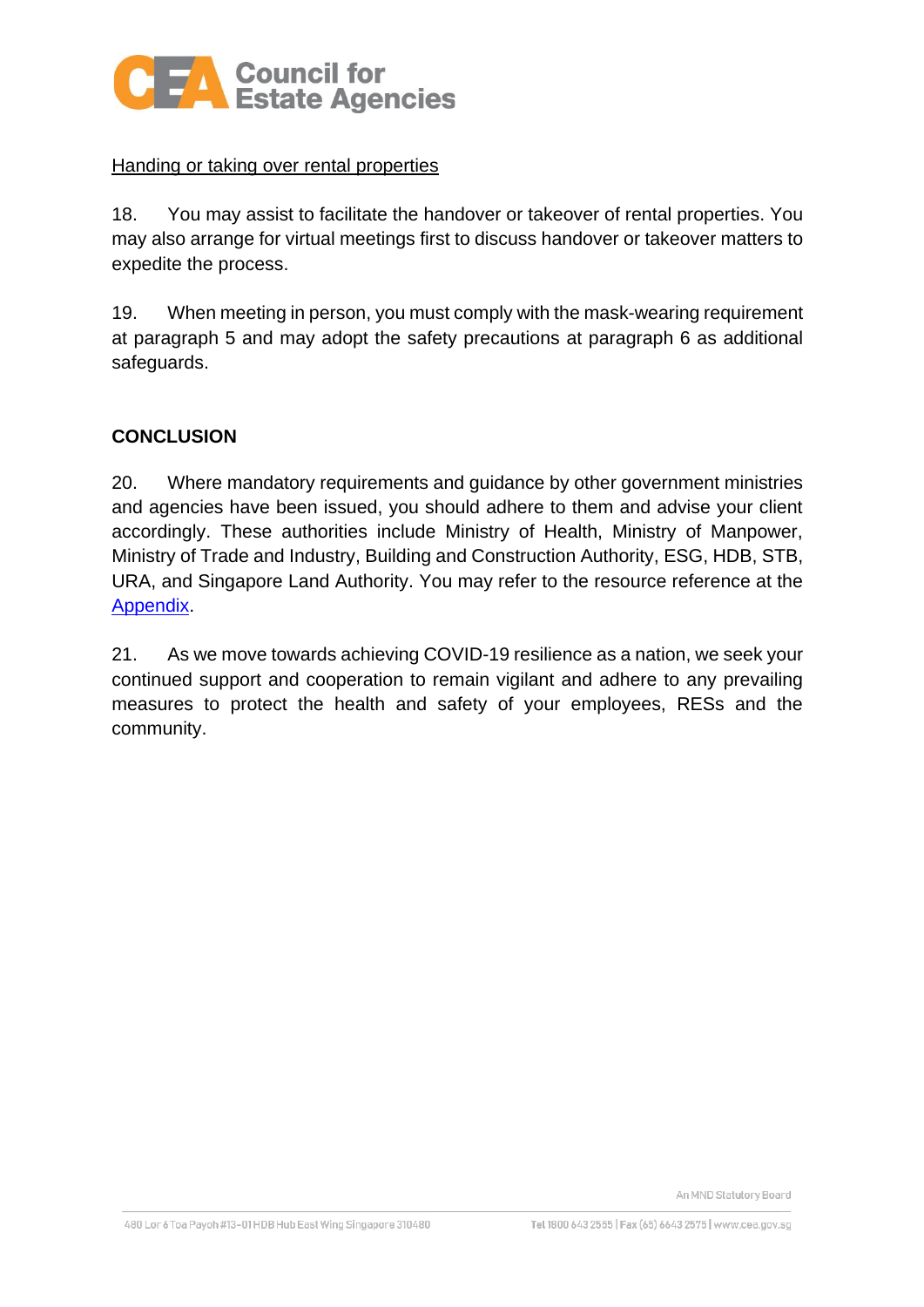Handing or taking over rental properties

18. You may assist to facilitate the handover or takeover of rental properties. You may also arrange for virtual meetings first to discuss handover or takeover matters to expedite the process.

19. When meeting in person, you must comply with the mask-wearing requirement at paragraph 5 and may adopt the safety precautions at paragraph 6 as additional safeguards.

## CONCLUSION

20. Where mandatory requirements and guidance by other government ministries and agencies have been issued, you should adhere to them and advise your client accordingly. These authorities include Ministry of Health, Ministry of Manpower, Ministry of Trade and Industry, Building and Construction Authority, ESG, HDB, STB, URA, and Singapore Land Authority. You may refer to the resource reference at the Appendix.

21. As we move towards achieving COVID-19 resilience as a nation, we seek your continued support and cooperation to remain vigilant and adhere to any prevailing measures to protect the health and safety of your employees, RESs and the community.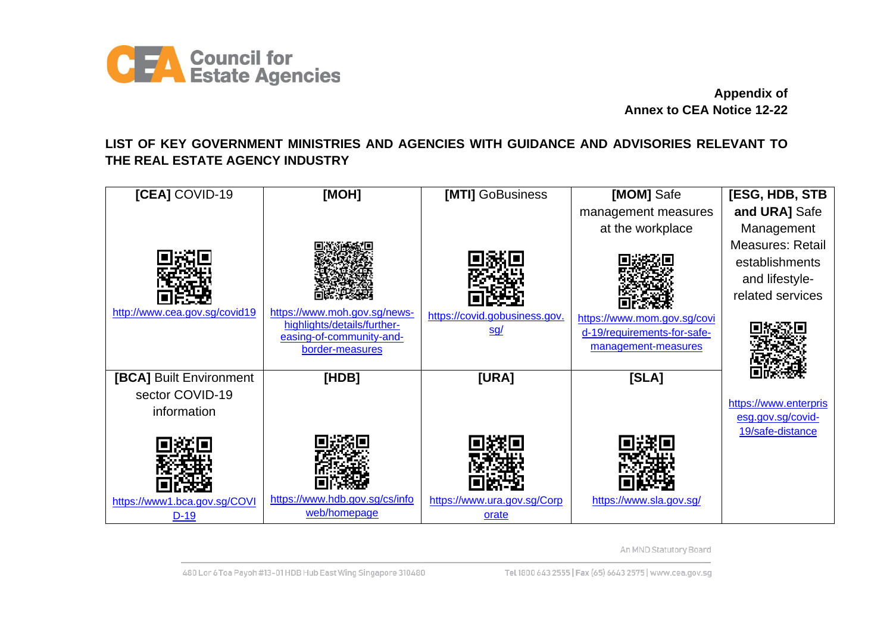**Appendix of**
**Annex to CEA Notice 12-22**

## LIST OF KEY GOVERNMENT MINISTRIES AND AGENCIES WITH GUIDANCE AND ADVISORIES RELEVANT TO THE REAL ESTATE AGENCY INDUSTRY

| | | | | |
|---|---|---|---|---|
| **[CEA]** COVID-19<br>http://www.cea.gov.sg/covid19 | **[MOH]**<br>https://www.moh.gov.sg/news-highlights/details/further-easing-of-community-and-border-measures | **[MTI]** GoBusiness<br>https://covid.gobusiness.gov.sg/ | **[MOM]** Safe management measures at the workplace<br>https://www.mom.gov.sg/covid-19/requirements-for-safe-management-measures | **[ESG, HDB, STB and URA]** Safe Management Measures: Retail establishments and lifestyle-related services<br>https://www.enterprisesg.gov.sg/covid-19/safe-distance |
| **[BCA]** Built Environment sector COVID-19 information<br>https://www1.bca.gov.sg/COVID-19 | **[HDB]**<br>https://www.hdb.gov.sg/cs/infoweb/homepage | **[URA]**<br>https://www.ura.gov.sg/Corporate | **[SLA]**<br>https://www.sla.gov.sg/ | |

An MND Statutory Board

480 Lor 6 Toa Payoh #13-01 HDB Hub East Wing Singapore 310480 Tel 1800 643 2555 | Fax (65) 6643 2575 | www.cea.gov.sg